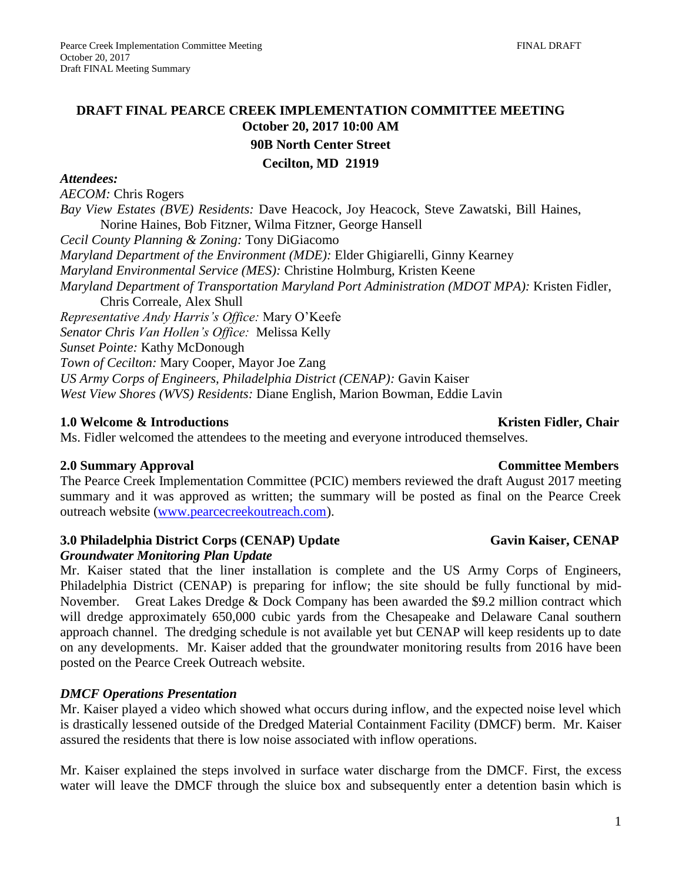# DRAFT FINAL PEARCE CREEK IMPLEMENTATION COMMITTEE MEETING

**October 20, 2017 10:00 AM**

**90B North Center Street**

**Cecilton, MD 21919**

***Attendees:***

*AECOM:* Chris Rogers
*Bay View Estates (BVE) Residents:* Dave Heacock, Joy Heacock, Steve Zawatski, Bill Haines, Norine Haines, Bob Fitzner, Wilma Fitzner, George Hansell
*Cecil County Planning & Zoning:* Tony DiGiacomo
*Maryland Department of the Environment (MDE):* Elder Ghigiarelli, Ginny Kearney
*Maryland Environmental Service (MES):* Christine Holmburg, Kristen Keene
*Maryland Department of Transportation Maryland Port Administration (MDOT MPA):* Kristen Fidler, Chris Correale, Alex Shull
*Representative Andy Harris's Office:* Mary O'Keefe
*Senator Chris Van Hollen's Office:* Melissa Kelly
*Sunset Pointe:* Kathy McDonough
*Town of Cecilton:* Mary Cooper, Mayor Joe Zang
*US Army Corps of Engineers, Philadelphia District (CENAP):* Gavin Kaiser
*West View Shores (WVS) Residents:* Diane English, Marion Bowman, Eddie Lavin

## 1.0 Welcome & Introductions — Kristen Fidler, Chair

Ms. Fidler welcomed the attendees to the meeting and everyone introduced themselves.

## 2.0 Summary Approval — Committee Members

The Pearce Creek Implementation Committee (PCIC) members reviewed the draft August 2017 meeting summary and it was approved as written; the summary will be posted as final on the Pearce Creek outreach website (www.pearcecreekoutreach.com).

## 3.0 Philadelphia District Corps (CENAP) Update — Gavin Kaiser, CENAP

### *Groundwater Monitoring Plan Update*

Mr. Kaiser stated that the liner installation is complete and the US Army Corps of Engineers, Philadelphia District (CENAP) is preparing for inflow; the site should be fully functional by mid-November. Great Lakes Dredge & Dock Company has been awarded the $9.2 million contract which will dredge approximately 650,000 cubic yards from the Chesapeake and Delaware Canal southern approach channel. The dredging schedule is not available yet but CENAP will keep residents up to date on any developments. Mr. Kaiser added that the groundwater monitoring results from 2016 have been posted on the Pearce Creek Outreach website.

### *DMCF Operations Presentation*

Mr. Kaiser played a video which showed what occurs during inflow, and the expected noise level which is drastically lessened outside of the Dredged Material Containment Facility (DMCF) berm. Mr. Kaiser assured the residents that there is low noise associated with inflow operations.

Mr. Kaiser explained the steps involved in surface water discharge from the DMCF. First, the excess water will leave the DMCF through the sluice box and subsequently enter a detention basin which is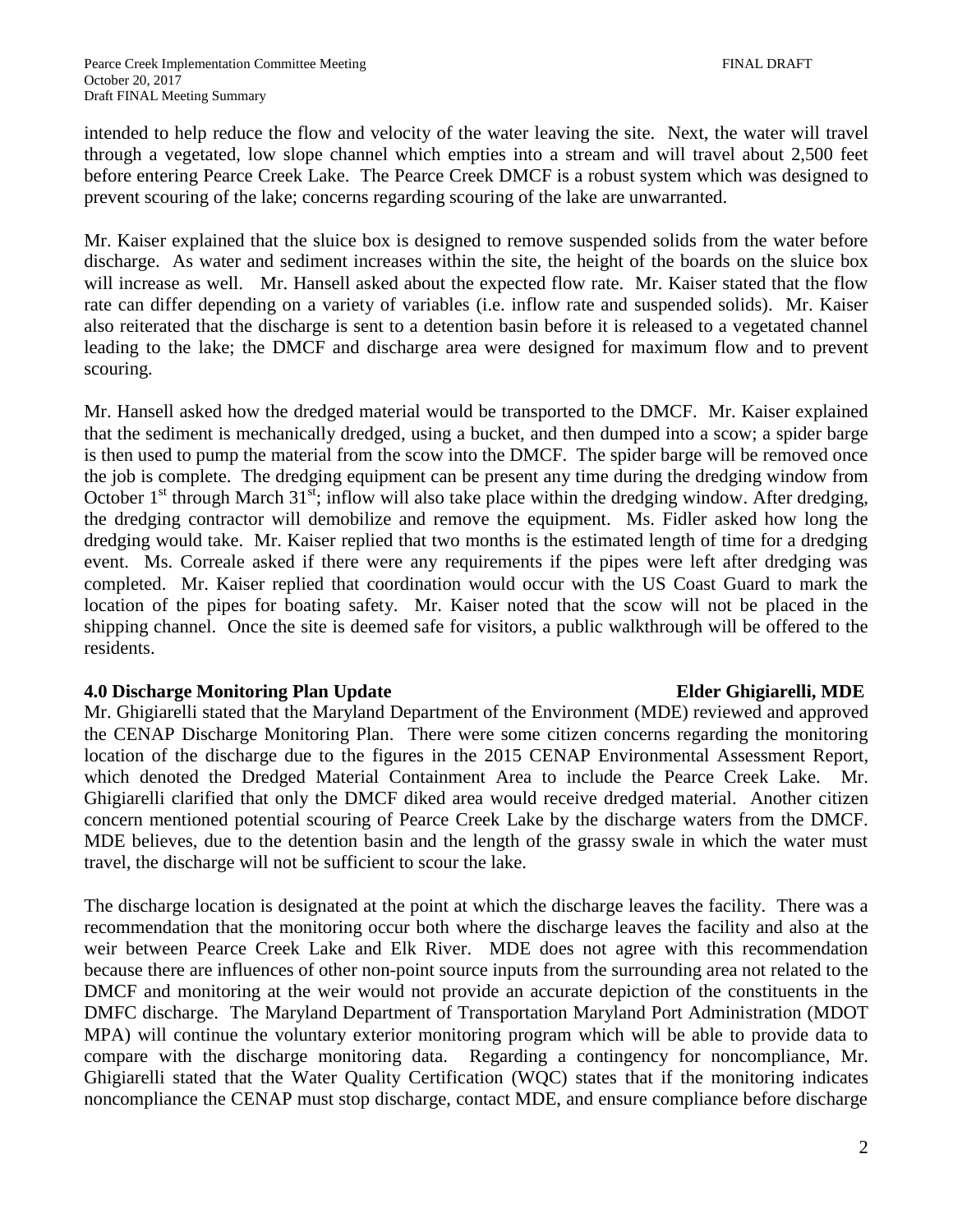intended to help reduce the flow and velocity of the water leaving the site. Next, the water will travel through a vegetated, low slope channel which empties into a stream and will travel about 2,500 feet before entering Pearce Creek Lake. The Pearce Creek DMCF is a robust system which was designed to prevent scouring of the lake; concerns regarding scouring of the lake are unwarranted.

Mr. Kaiser explained that the sluice box is designed to remove suspended solids from the water before discharge. As water and sediment increases within the site, the height of the boards on the sluice box will increase as well. Mr. Hansell asked about the expected flow rate. Mr. Kaiser stated that the flow rate can differ depending on a variety of variables (i.e. inflow rate and suspended solids). Mr. Kaiser also reiterated that the discharge is sent to a detention basin before it is released to a vegetated channel leading to the lake; the DMCF and discharge area were designed for maximum flow and to prevent scouring.

Mr. Hansell asked how the dredged material would be transported to the DMCF. Mr. Kaiser explained that the sediment is mechanically dredged, using a bucket, and then dumped into a scow; a spider barge is then used to pump the material from the scow into the DMCF. The spider barge will be removed once the job is complete. The dredging equipment can be present any time during the dredging window from October 1st through March 31st; inflow will also take place within the dredging window. After dredging, the dredging contractor will demobilize and remove the equipment. Ms. Fidler asked how long the dredging would take. Mr. Kaiser replied that two months is the estimated length of time for a dredging event. Ms. Correale asked if there were any requirements if the pipes were left after dredging was completed. Mr. Kaiser replied that coordination would occur with the US Coast Guard to mark the location of the pipes for boating safety. Mr. Kaiser noted that the scow will not be placed in the shipping channel. Once the site is deemed safe for visitors, a public walkthrough will be offered to the residents.

### 4.0 Discharge Monitoring Plan Update — Elder Ghigiarelli, MDE

Mr. Ghigiarelli stated that the Maryland Department of the Environment (MDE) reviewed and approved the CENAP Discharge Monitoring Plan. There were some citizen concerns regarding the monitoring location of the discharge due to the figures in the 2015 CENAP Environmental Assessment Report, which denoted the Dredged Material Containment Area to include the Pearce Creek Lake. Mr. Ghigiarelli clarified that only the DMCF diked area would receive dredged material. Another citizen concern mentioned potential scouring of Pearce Creek Lake by the discharge waters from the DMCF. MDE believes, due to the detention basin and the length of the grassy swale in which the water must travel, the discharge will not be sufficient to scour the lake.

The discharge location is designated at the point at which the discharge leaves the facility. There was a recommendation that the monitoring occur both where the discharge leaves the facility and also at the weir between Pearce Creek Lake and Elk River. MDE does not agree with this recommendation because there are influences of other non-point source inputs from the surrounding area not related to the DMCF and monitoring at the weir would not provide an accurate depiction of the constituents in the DMFC discharge. The Maryland Department of Transportation Maryland Port Administration (MDOT MPA) will continue the voluntary exterior monitoring program which will be able to provide data to compare with the discharge monitoring data. Regarding a contingency for noncompliance, Mr. Ghigiarelli stated that the Water Quality Certification (WQC) states that if the monitoring indicates noncompliance the CENAP must stop discharge, contact MDE, and ensure compliance before discharge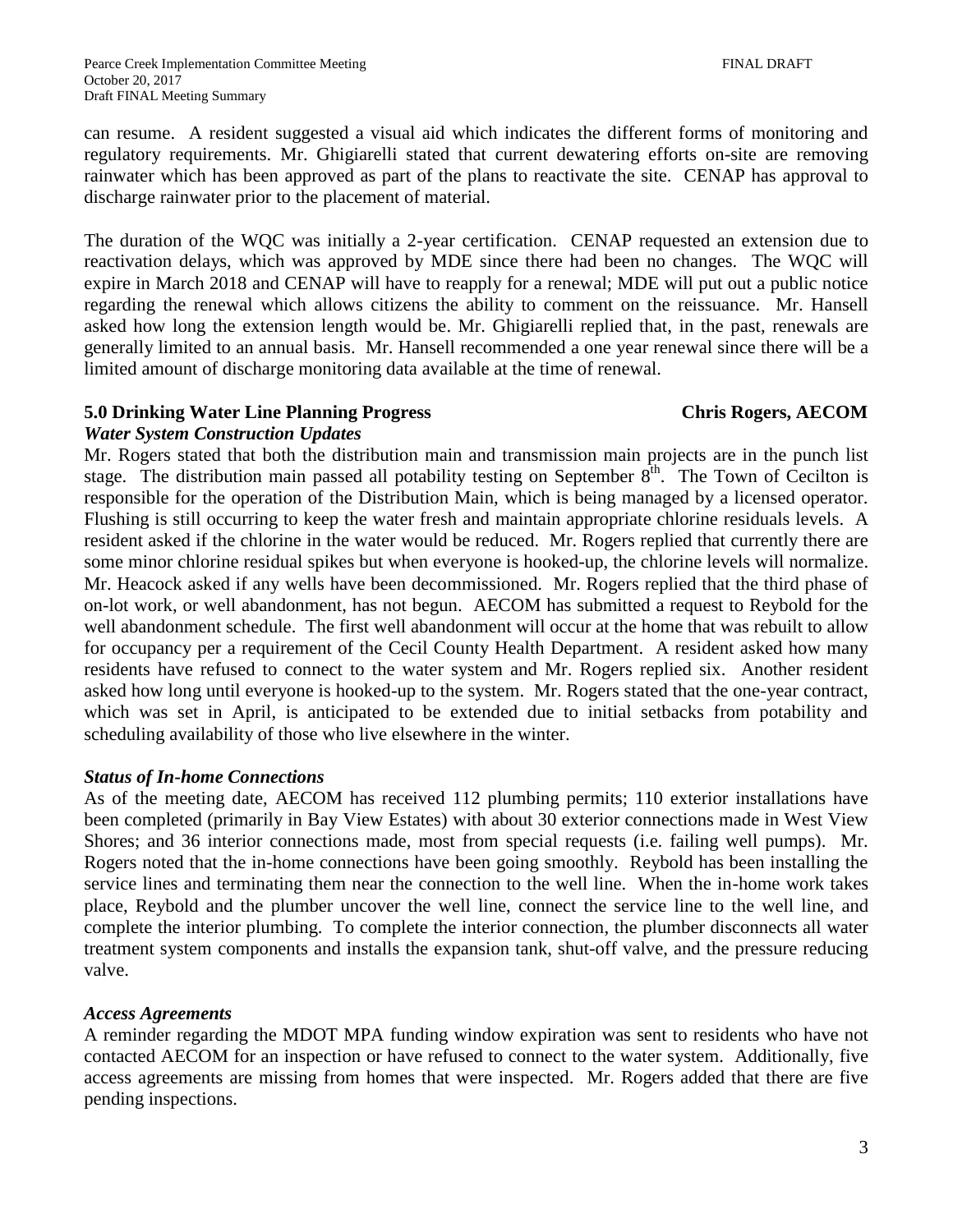can resume. A resident suggested a visual aid which indicates the different forms of monitoring and regulatory requirements. Mr. Ghigiarelli stated that current dewatering efforts on-site are removing rainwater which has been approved as part of the plans to reactivate the site. CENAP has approval to discharge rainwater prior to the placement of material.

The duration of the WQC was initially a 2-year certification. CENAP requested an extension due to reactivation delays, which was approved by MDE since there had been no changes. The WQC will expire in March 2018 and CENAP will have to reapply for a renewal; MDE will put out a public notice regarding the renewal which allows citizens the ability to comment on the reissuance. Mr. Hansell asked how long the extension length would be. Mr. Ghigiarelli replied that, in the past, renewals are generally limited to an annual basis. Mr. Hansell recommended a one year renewal since there will be a limited amount of discharge monitoring data available at the time of renewal.

## 5.0 Drinking Water Line Planning Progress — Chris Rogers, AECOM

### *Water System Construction Updates*

Mr. Rogers stated that both the distribution main and transmission main projects are in the punch list stage. The distribution main passed all potability testing on September 8th. The Town of Cecilton is responsible for the operation of the Distribution Main, which is being managed by a licensed operator. Flushing is still occurring to keep the water fresh and maintain appropriate chlorine residuals levels. A resident asked if the chlorine in the water would be reduced. Mr. Rogers replied that currently there are some minor chlorine residual spikes but when everyone is hooked-up, the chlorine levels will normalize. Mr. Heacock asked if any wells have been decommissioned. Mr. Rogers replied that the third phase of on-lot work, or well abandonment, has not begun. AECOM has submitted a request to Reybold for the well abandonment schedule. The first well abandonment will occur at the home that was rebuilt to allow for occupancy per a requirement of the Cecil County Health Department. A resident asked how many residents have refused to connect to the water system and Mr. Rogers replied six. Another resident asked how long until everyone is hooked-up to the system. Mr. Rogers stated that the one-year contract, which was set in April, is anticipated to be extended due to initial setbacks from potability and scheduling availability of those who live elsewhere in the winter.

### *Status of In-home Connections*

As of the meeting date, AECOM has received 112 plumbing permits; 110 exterior installations have been completed (primarily in Bay View Estates) with about 30 exterior connections made in West View Shores; and 36 interior connections made, most from special requests (i.e. failing well pumps). Mr. Rogers noted that the in-home connections have been going smoothly. Reybold has been installing the service lines and terminating them near the connection to the well line. When the in-home work takes place, Reybold and the plumber uncover the well line, connect the service line to the well line, and complete the interior plumbing. To complete the interior connection, the plumber disconnects all water treatment system components and installs the expansion tank, shut-off valve, and the pressure reducing valve.

### *Access Agreements*

A reminder regarding the MDOT MPA funding window expiration was sent to residents who have not contacted AECOM for an inspection or have refused to connect to the water system. Additionally, five access agreements are missing from homes that were inspected. Mr. Rogers added that there are five pending inspections.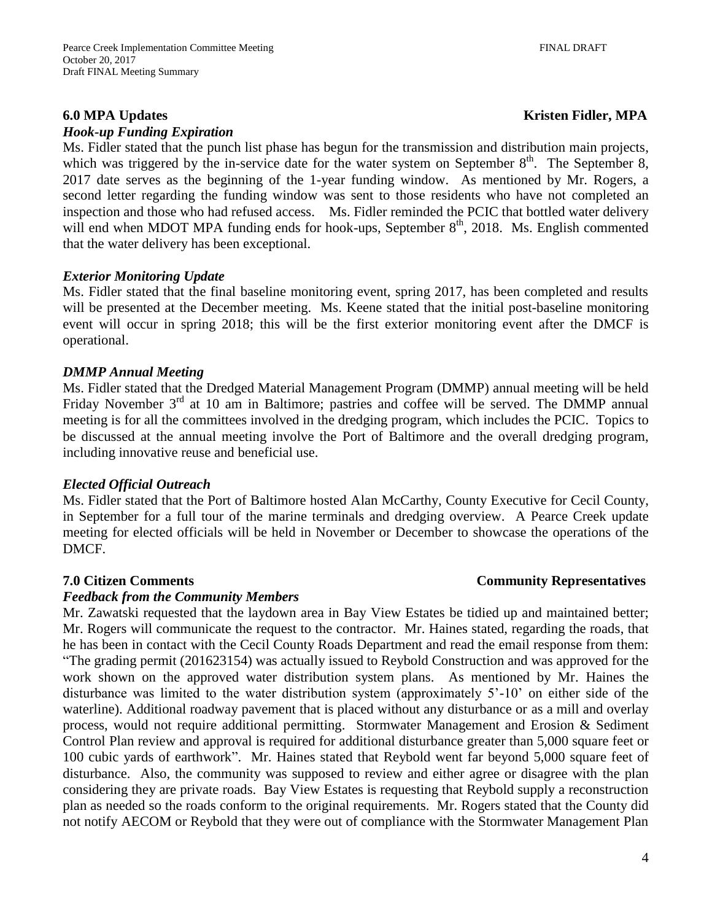## 6.0 MPA Updates **Kristen Fidler, MPA**

### *Hook-up Funding Expiration*

Ms. Fidler stated that the punch list phase has begun for the transmission and distribution main projects, which was triggered by the in-service date for the water system on September 8th. The September 8, 2017 date serves as the beginning of the 1-year funding window. As mentioned by Mr. Rogers, a second letter regarding the funding window was sent to those residents who have not completed an inspection and those who had refused access. Ms. Fidler reminded the PCIC that bottled water delivery will end when MDOT MPA funding ends for hook-ups, September 8th, 2018. Ms. English commented that the water delivery has been exceptional.

### *Exterior Monitoring Update*

Ms. Fidler stated that the final baseline monitoring event, spring 2017, has been completed and results will be presented at the December meeting. Ms. Keene stated that the initial post-baseline monitoring event will occur in spring 2018; this will be the first exterior monitoring event after the DMCF is operational.

### *DMMP Annual Meeting*

Ms. Fidler stated that the Dredged Material Management Program (DMMP) annual meeting will be held Friday November 3rd at 10 am in Baltimore; pastries and coffee will be served. The DMMP annual meeting is for all the committees involved in the dredging program, which includes the PCIC. Topics to be discussed at the annual meeting involve the Port of Baltimore and the overall dredging program, including innovative reuse and beneficial use.

### *Elected Official Outreach*

Ms. Fidler stated that the Port of Baltimore hosted Alan McCarthy, County Executive for Cecil County, in September for a full tour of the marine terminals and dredging overview. A Pearce Creek update meeting for elected officials will be held in November or December to showcase the operations of the DMCF.

## 7.0 Citizen Comments **Community Representatives**

### *Feedback from the Community Members*

Mr. Zawatski requested that the laydown area in Bay View Estates be tidied up and maintained better; Mr. Rogers will communicate the request to the contractor. Mr. Haines stated, regarding the roads, that he has been in contact with the Cecil County Roads Department and read the email response from them: "The grading permit (201623154) was actually issued to Reybold Construction and was approved for the work shown on the approved water distribution system plans. As mentioned by Mr. Haines the disturbance was limited to the water distribution system (approximately 5'-10' on either side of the waterline). Additional roadway pavement that is placed without any disturbance or as a mill and overlay process, would not require additional permitting. Stormwater Management and Erosion & Sediment Control Plan review and approval is required for additional disturbance greater than 5,000 square feet or 100 cubic yards of earthwork". Mr. Haines stated that Reybold went far beyond 5,000 square feet of disturbance. Also, the community was supposed to review and either agree or disagree with the plan considering they are private roads. Bay View Estates is requesting that Reybold supply a reconstruction plan as needed so the roads conform to the original requirements. Mr. Rogers stated that the County did not notify AECOM or Reybold that they were out of compliance with the Stormwater Management Plan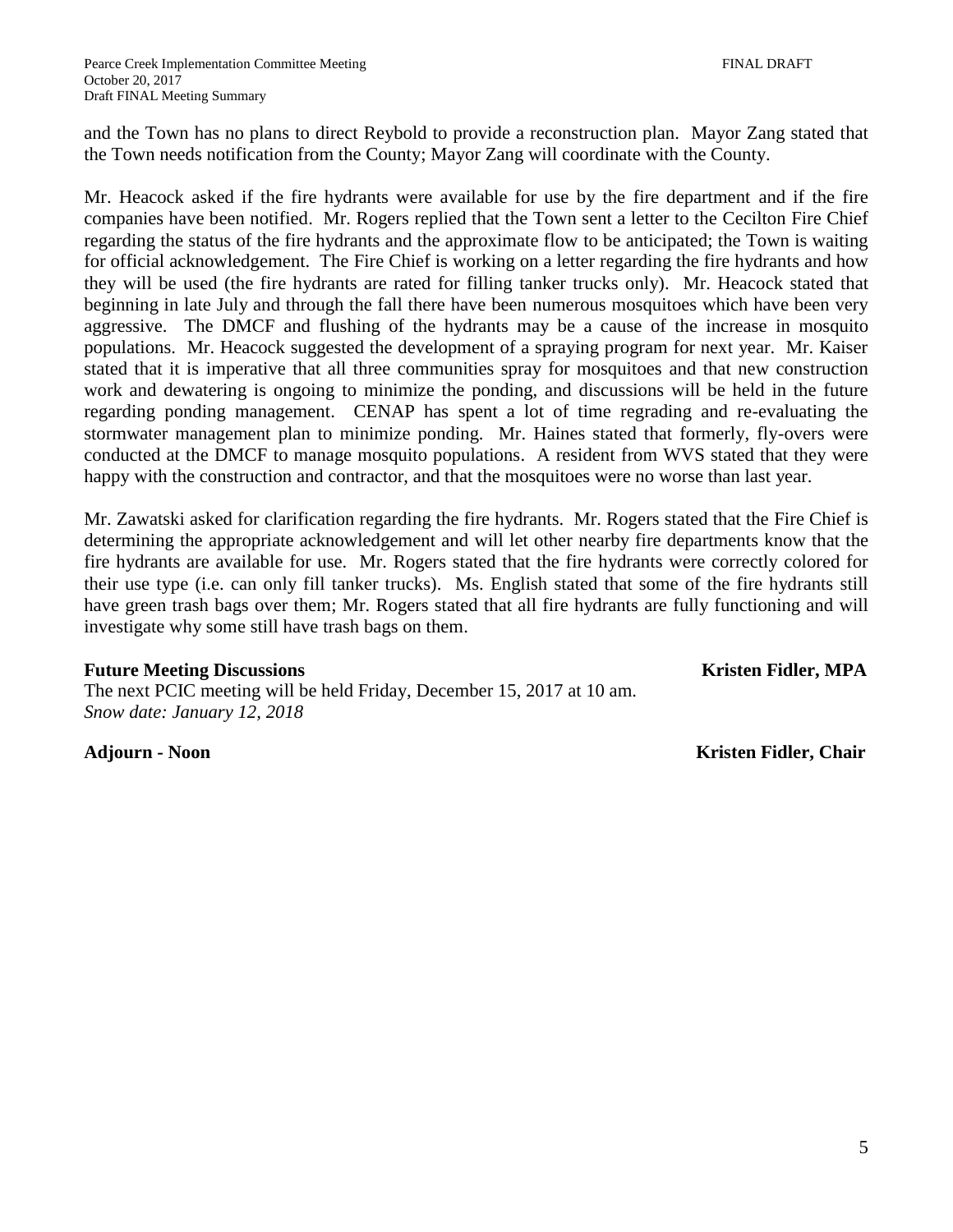and the Town has no plans to direct Reybold to provide a reconstruction plan. Mayor Zang stated that the Town needs notification from the County; Mayor Zang will coordinate with the County.

Mr. Heacock asked if the fire hydrants were available for use by the fire department and if the fire companies have been notified. Mr. Rogers replied that the Town sent a letter to the Cecilton Fire Chief regarding the status of the fire hydrants and the approximate flow to be anticipated; the Town is waiting for official acknowledgement. The Fire Chief is working on a letter regarding the fire hydrants and how they will be used (the fire hydrants are rated for filling tanker trucks only). Mr. Heacock stated that beginning in late July and through the fall there have been numerous mosquitoes which have been very aggressive. The DMCF and flushing of the hydrants may be a cause of the increase in mosquito populations. Mr. Heacock suggested the development of a spraying program for next year. Mr. Kaiser stated that it is imperative that all three communities spray for mosquitoes and that new construction work and dewatering is ongoing to minimize the ponding, and discussions will be held in the future regarding ponding management. CENAP has spent a lot of time regrading and re-evaluating the stormwater management plan to minimize ponding. Mr. Haines stated that formerly, fly-overs were conducted at the DMCF to manage mosquito populations. A resident from WVS stated that they were happy with the construction and contractor, and that the mosquitoes were no worse than last year.

Mr. Zawatski asked for clarification regarding the fire hydrants. Mr. Rogers stated that the Fire Chief is determining the appropriate acknowledgement and will let other nearby fire departments know that the fire hydrants are available for use. Mr. Rogers stated that the fire hydrants were correctly colored for their use type (i.e. can only fill tanker trucks). Ms. English stated that some of the fire hydrants still have green trash bags over them; Mr. Rogers stated that all fire hydrants are fully functioning and will investigate why some still have trash bags on them.

**Future Meeting Discussions** **Kristen Fidler, MPA**

The next PCIC meeting will be held Friday, December 15, 2017 at 10 am.
*Snow date: January 12, 2018*

**Adjourn - Noon** **Kristen Fidler, Chair**